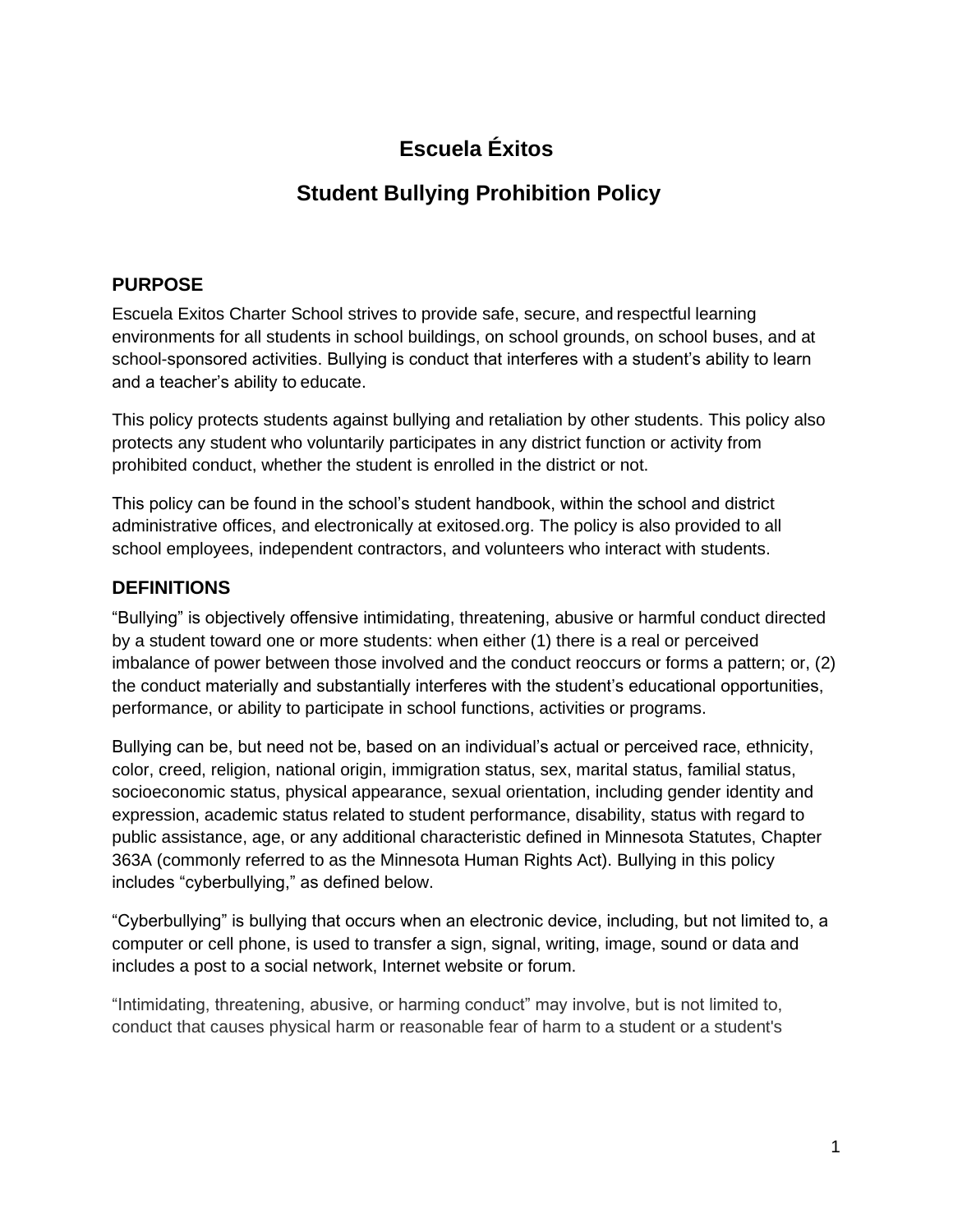# Escuela Éxitos

## Student Bullying Prohibition Policy

### PURPOSE

Escuela Exitos Charter School strives to provide safe, secure, and respectful learning environments for all students in school buildings, on school grounds, on school buses, and at school-sponsored activities. Bullying is conduct that interferes with a student's ability to learn and a teacher's ability to educate.

This policy protects students against bullying and retaliation by other students. This policy also protects any student who voluntarily participates in any district function or activity from prohibited conduct, whether the student is enrolled in the district or not.

This policy can be found in the school's student handbook, within the school and district administrative offices, and electronically at exitosed.org. The policy is also provided to all school employees, independent contractors, and volunteers who interact with students.

### DEFINITIONS

"Bullying" is objectively offensive intimidating, threatening, abusive or harmful conduct directed by a student toward one or more students: when either (1) there is a real or perceived imbalance of power between those involved and the conduct reoccurs or forms a pattern; or, (2) the conduct materially and substantially interferes with the student's educational opportunities, performance, or ability to participate in school functions, activities or programs.

Bullying can be, but need not be, based on an individual's actual or perceived race, ethnicity, color, creed, religion, national origin, immigration status, sex, marital status, familial status, socioeconomic status, physical appearance, sexual orientation, including gender identity and expression, academic status related to student performance, disability, status with regard to public assistance, age, or any additional characteristic defined in Minnesota Statutes, Chapter 363A (commonly referred to as the Minnesota Human Rights Act). Bullying in this policy includes "cyberbullying," as defined below.

"Cyberbullying" is bullying that occurs when an electronic device, including, but not limited to, a computer or cell phone, is used to transfer a sign, signal, writing, image, sound or data and includes a post to a social network, Internet website or forum.

"Intimidating, threatening, abusive, or harming conduct" may involve, but is not limited to, conduct that causes physical harm or reasonable fear of harm to a student or a student's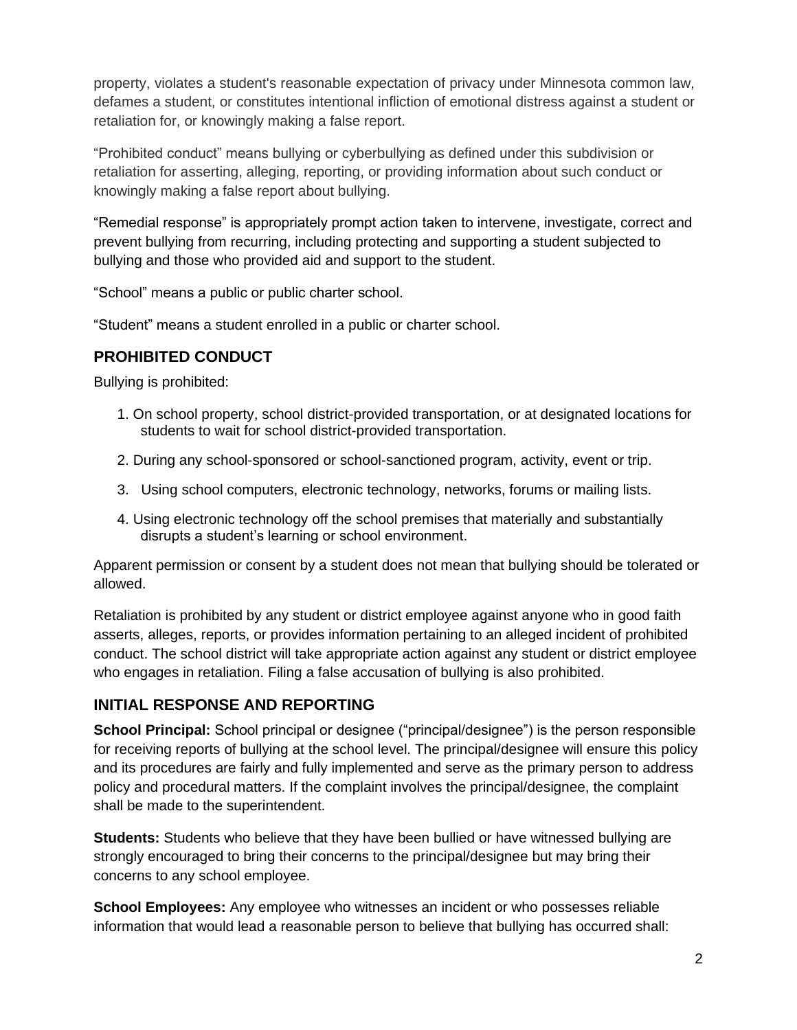property, violates a student's reasonable expectation of privacy under Minnesota common law, defames a student, or constitutes intentional infliction of emotional distress against a student or retaliation for, or knowingly making a false report.

"Prohibited conduct" means bullying or cyberbullying as defined under this subdivision or retaliation for asserting, alleging, reporting, or providing information about such conduct or knowingly making a false report about bullying.

"Remedial response" is appropriately prompt action taken to intervene, investigate, correct and prevent bullying from recurring, including protecting and supporting a student subjected to bullying and those who provided aid and support to the student.

"School" means a public or public charter school.

"Student" means a student enrolled in a public or charter school.

## PROHIBITED CONDUCT

Bullying is prohibited:

1. On school property, school district-provided transportation, or at designated locations for students to wait for school district-provided transportation.
2. During any school-sponsored or school-sanctioned program, activity, event or trip.
3. Using school computers, electronic technology, networks, forums or mailing lists.
4. Using electronic technology off the school premises that materially and substantially disrupts a student's learning or school environment.

Apparent permission or consent by a student does not mean that bullying should be tolerated or allowed.

Retaliation is prohibited by any student or district employee against anyone who in good faith asserts, alleges, reports, or provides information pertaining to an alleged incident of prohibited conduct. The school district will take appropriate action against any student or district employee who engages in retaliation. Filing a false accusation of bullying is also prohibited.

## INITIAL RESPONSE AND REPORTING

**School Principal:** School principal or designee ("principal/designee") is the person responsible for receiving reports of bullying at the school level. The principal/designee will ensure this policy and its procedures are fairly and fully implemented and serve as the primary person to address policy and procedural matters. If the complaint involves the principal/designee, the complaint shall be made to the superintendent.

**Students:** Students who believe that they have been bullied or have witnessed bullying are strongly encouraged to bring their concerns to the principal/designee but may bring their concerns to any school employee.

**School Employees:** Any employee who witnesses an incident or who possesses reliable information that would lead a reasonable person to believe that bullying has occurred shall: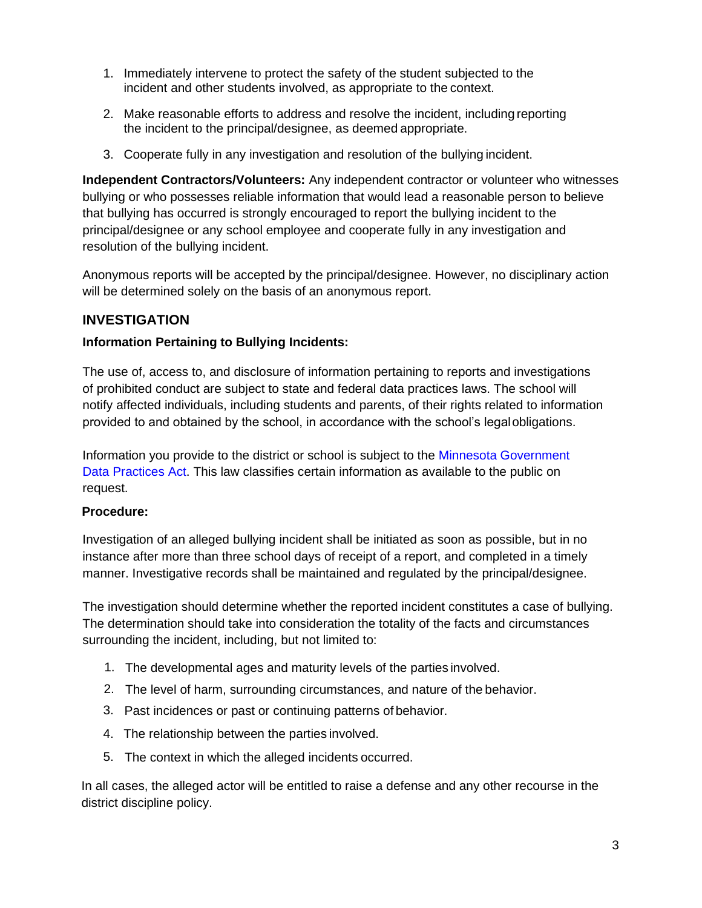1. Immediately intervene to protect the safety of the student subjected to the incident and other students involved, as appropriate to the context.
2. Make reasonable efforts to address and resolve the incident, including reporting the incident to the principal/designee, as deemed appropriate.
3. Cooperate fully in any investigation and resolution of the bullying incident.

**Independent Contractors/Volunteers:** Any independent contractor or volunteer who witnesses bullying or who possesses reliable information that would lead a reasonable person to believe that bullying has occurred is strongly encouraged to report the bullying incident to the principal/designee or any school employee and cooperate fully in any investigation and resolution of the bullying incident.

Anonymous reports will be accepted by the principal/designee. However, no disciplinary action will be determined solely on the basis of an anonymous report.

## INVESTIGATION

**Information Pertaining to Bullying Incidents:**

The use of, access to, and disclosure of information pertaining to reports and investigations of prohibited conduct are subject to state and federal data practices laws. The school will notify affected individuals, including students and parents, of their rights related to information provided to and obtained by the school, in accordance with the school's legal obligations.

Information you provide to the district or school is subject to the Minnesota Government Data Practices Act. This law classifies certain information as available to the public on request.

**Procedure:**

Investigation of an alleged bullying incident shall be initiated as soon as possible, but in no instance after more than three school days of receipt of a report, and completed in a timely manner. Investigative records shall be maintained and regulated by the principal/designee.

The investigation should determine whether the reported incident constitutes a case of bullying. The determination should take into consideration the totality of the facts and circumstances surrounding the incident, including, but not limited to:

1. The developmental ages and maturity levels of the parties involved.
2. The level of harm, surrounding circumstances, and nature of the behavior.
3. Past incidences or past or continuing patterns of behavior.
4. The relationship between the parties involved.
5. The context in which the alleged incidents occurred.

In all cases, the alleged actor will be entitled to raise a defense and any other recourse in the district discipline policy.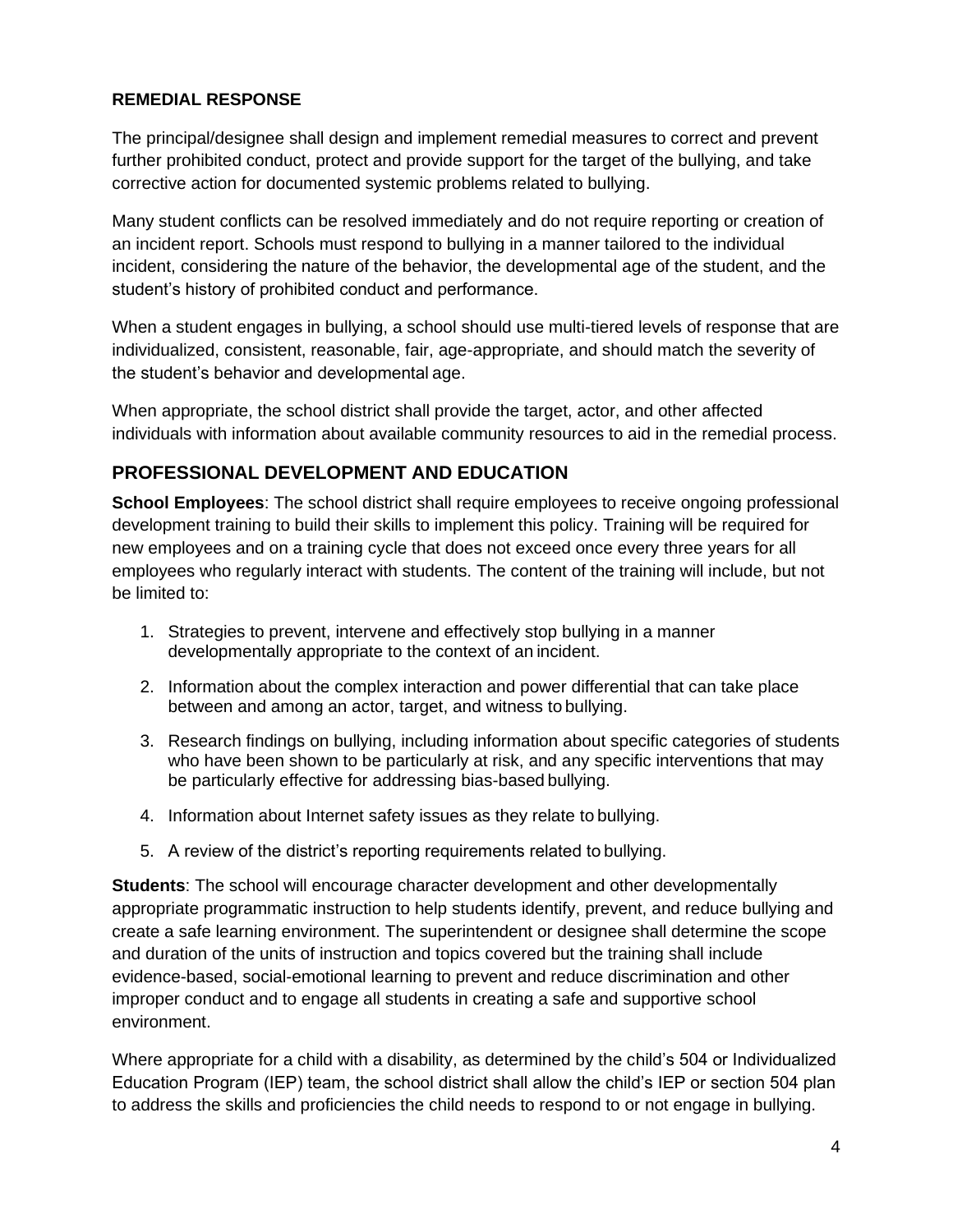### REMEDIAL RESPONSE

The principal/designee shall design and implement remedial measures to correct and prevent further prohibited conduct, protect and provide support for the target of the bullying, and take corrective action for documented systemic problems related to bullying.

Many student conflicts can be resolved immediately and do not require reporting or creation of an incident report. Schools must respond to bullying in a manner tailored to the individual incident, considering the nature of the behavior, the developmental age of the student, and the student's history of prohibited conduct and performance.

When a student engages in bullying, a school should use multi-tiered levels of response that are individualized, consistent, reasonable, fair, age-appropriate, and should match the severity of the student's behavior and developmental age.

When appropriate, the school district shall provide the target, actor, and other affected individuals with information about available community resources to aid in the remedial process.

## PROFESSIONAL DEVELOPMENT AND EDUCATION

**School Employees**: The school district shall require employees to receive ongoing professional development training to build their skills to implement this policy. Training will be required for new employees and on a training cycle that does not exceed once every three years for all employees who regularly interact with students. The content of the training will include, but not be limited to:

1. Strategies to prevent, intervene and effectively stop bullying in a manner developmentally appropriate to the context of an incident.
2. Information about the complex interaction and power differential that can take place between and among an actor, target, and witness to bullying.
3. Research findings on bullying, including information about specific categories of students who have been shown to be particularly at risk, and any specific interventions that may be particularly effective for addressing bias-based bullying.
4. Information about Internet safety issues as they relate to bullying.
5. A review of the district's reporting requirements related to bullying.

**Students**: The school will encourage character development and other developmentally appropriate programmatic instruction to help students identify, prevent, and reduce bullying and create a safe learning environment. The superintendent or designee shall determine the scope and duration of the units of instruction and topics covered but the training shall include evidence-based, social-emotional learning to prevent and reduce discrimination and other improper conduct and to engage all students in creating a safe and supportive school environment.

Where appropriate for a child with a disability, as determined by the child's 504 or Individualized Education Program (IEP) team, the school district shall allow the child's IEP or section 504 plan to address the skills and proficiencies the child needs to respond to or not engage in bullying.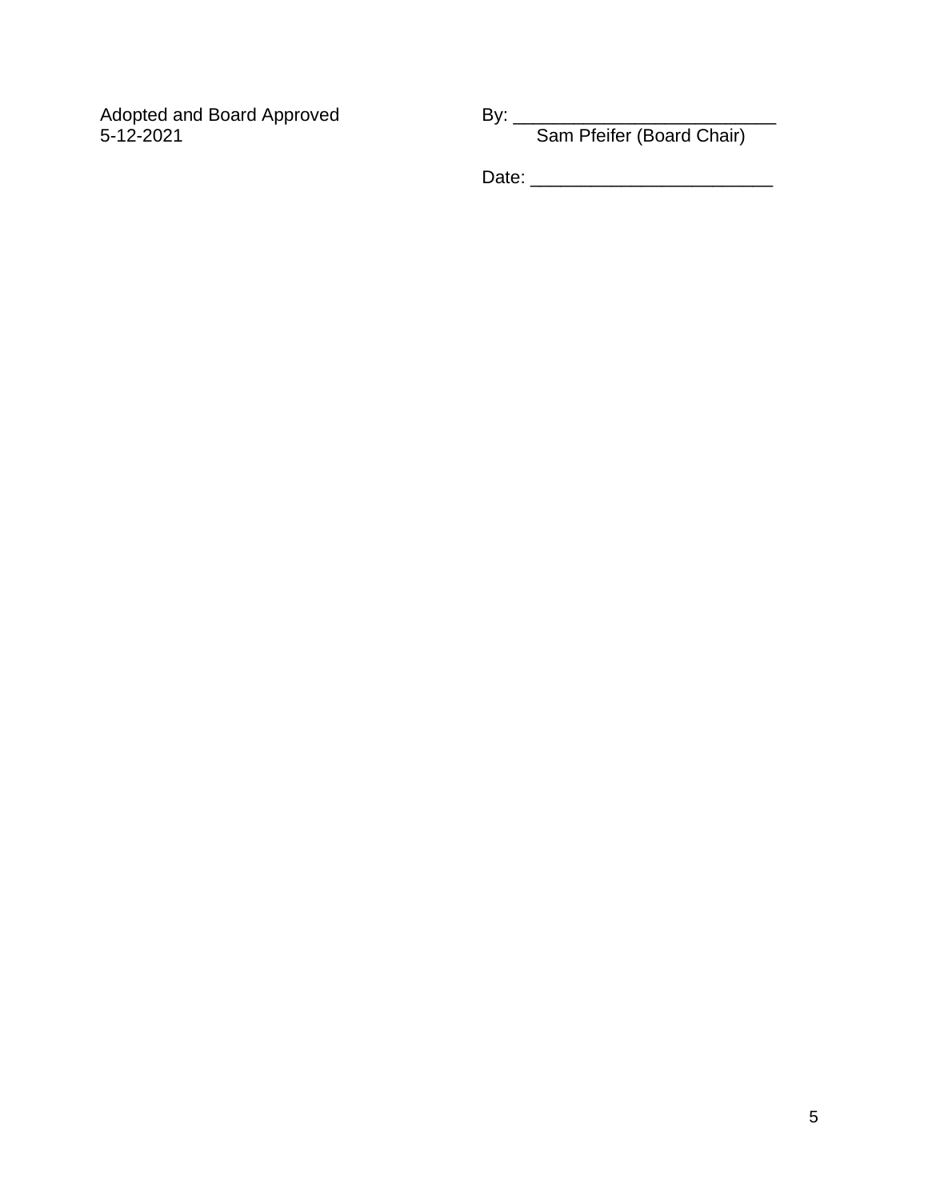Adopted and Board Approved
5-12-2021

By: __________________________
Sam Pfeifer (Board Chair)

Date: ________________________